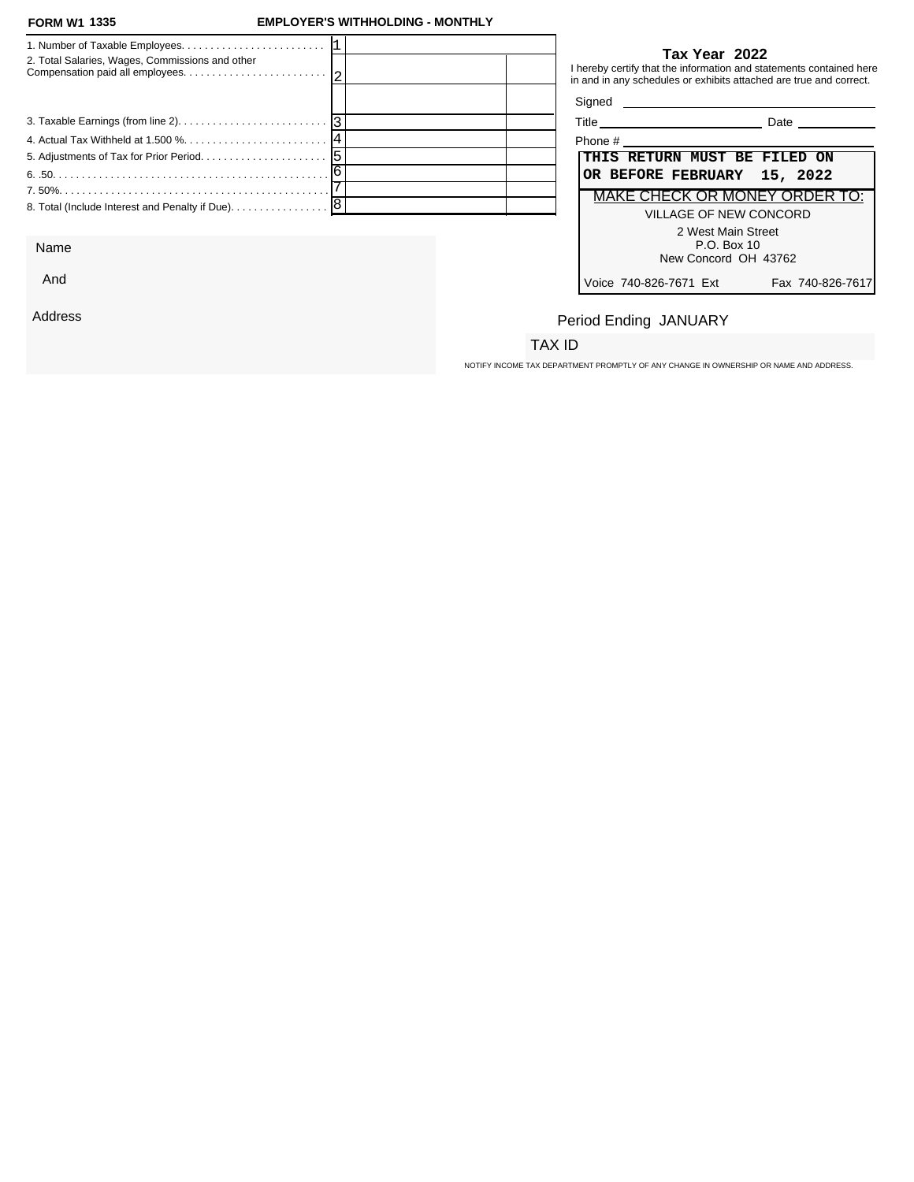**FORM W1 1335** **EMPLOYER'S WITHHOLDING - MONTHLY**

| Line | Description | No. | Amount | |
|---|---|---|---|---|
| 1. | Number of Taxable Employees | 1 | | |
| 2. | Total Salaries, Wages, Commissions and other Compensation paid all employees | 2 | | |
| | | | | |
| 3. | Taxable Earnings (from line 2) | 3 | | |
| 4. | Actual Tax Withheld at 1.500 % | 4 | | |
| 5. | Adjustments of Tax for Prior Period | 5 | | |
| 6. | .50 | 6 | | |
| 7. | 50% | 7 | | |
| 8. | Total (Include Interest and Penalty if Due) | 8 | | |

**Tax Year 2022**

I hereby certify that the information and statements contained here in and in any schedules or exhibits attached are true and correct.

Signed ____________________

Title ____________________ Date ____________

Phone # ____________________

**THIS RETURN MUST BE FILED ON OR BEFORE FEBRUARY 15, 2022**

MAKE CHECK OR MONEY ORDER TO:

VILLAGE OF NEW CONCORD
2 West Main Street
P.O. Box 10
New Concord OH 43762

Voice 740-826-7671 Ext Fax 740-826-7617

Name

And

Address

Period Ending JANUARY

TAX ID

NOTIFY INCOME TAX DEPARTMENT PROMPTLY OF ANY CHANGE IN OWNERSHIP OR NAME AND ADDRESS.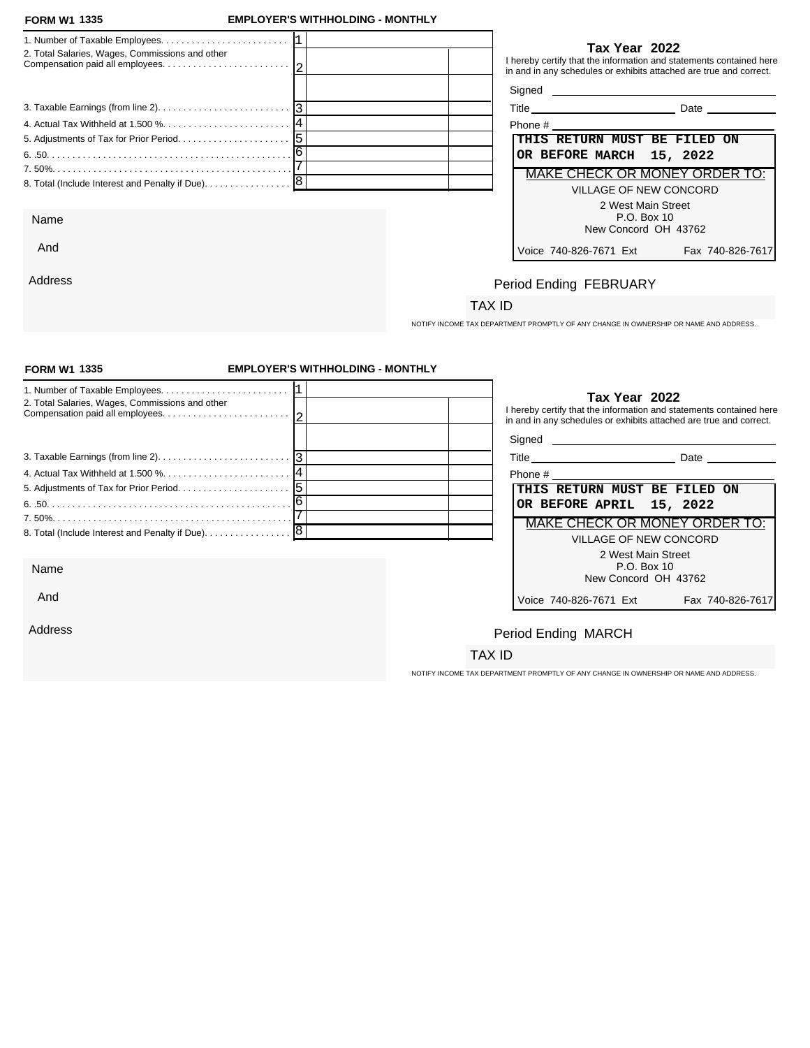**FORM W1 1335** **EMPLOYER'S WITHHOLDING - MONTHLY**

| | | | |
|---|---|---|---|
| 1. Number of Taxable Employees. | 1 | | |
| 2. Total Salaries, Wages, Commissions and other Compensation paid all employees. | 2 | | |
| | | | |
| 3. Taxable Earnings (from line 2). | 3 | | |
| 4. Actual Tax Withheld at 1.500 %. | 4 | | |
| 5. Adjustments of Tax for Prior Period. | 5 | | |
| 6. .50. | 6 | | |
| 7. 50%. | 7 | | |
| 8. Total (Include Interest and Penalty if Due). | 8 | | |

**Tax Year 2022**

I hereby certify that the information and statements contained here in and in any schedules or exhibits attached are true and correct.

Signed ______________________

Title ______________________ Date ____________

Phone # ______________________

**THIS RETURN MUST BE FILED ON OR BEFORE MARCH 15, 2022**

MAKE CHECK OR MONEY ORDER TO:

VILLAGE OF NEW CONCORD
2 West Main Street
P.O. Box 10
New Concord OH 43762

Voice 740-826-7671 Ext Fax 740-826-7617

Name

And

Address

Period Ending FEBRUARY

TAX ID

NOTIFY INCOME TAX DEPARTMENT PROMPTLY OF ANY CHANGE IN OWNERSHIP OR NAME AND ADDRESS.

---

**FORM W1 1335** **EMPLOYER'S WITHHOLDING - MONTHLY**

| | | | |
|---|---|---|---|
| 1. Number of Taxable Employees. | 1 | | |
| 2. Total Salaries, Wages, Commissions and other Compensation paid all employees. | 2 | | |
| | | | |
| 3. Taxable Earnings (from line 2). | 3 | | |
| 4. Actual Tax Withheld at 1.500 %. | 4 | | |
| 5. Adjustments of Tax for Prior Period. | 5 | | |
| 6. .50. | 6 | | |
| 7. 50%. | 7 | | |
| 8. Total (Include Interest and Penalty if Due). | 8 | | |

**Tax Year 2022**

I hereby certify that the information and statements contained here in and in any schedules or exhibits attached are true and correct.

Signed ______________________

Title ______________________ Date ____________

Phone # ______________________

**THIS RETURN MUST BE FILED ON OR BEFORE APRIL 15, 2022**

MAKE CHECK OR MONEY ORDER TO:

VILLAGE OF NEW CONCORD
2 West Main Street
P.O. Box 10
New Concord OH 43762

Voice 740-826-7671 Ext Fax 740-826-7617

Name

And

Address

Period Ending MARCH

TAX ID

NOTIFY INCOME TAX DEPARTMENT PROMPTLY OF ANY CHANGE IN OWNERSHIP OR NAME AND ADDRESS.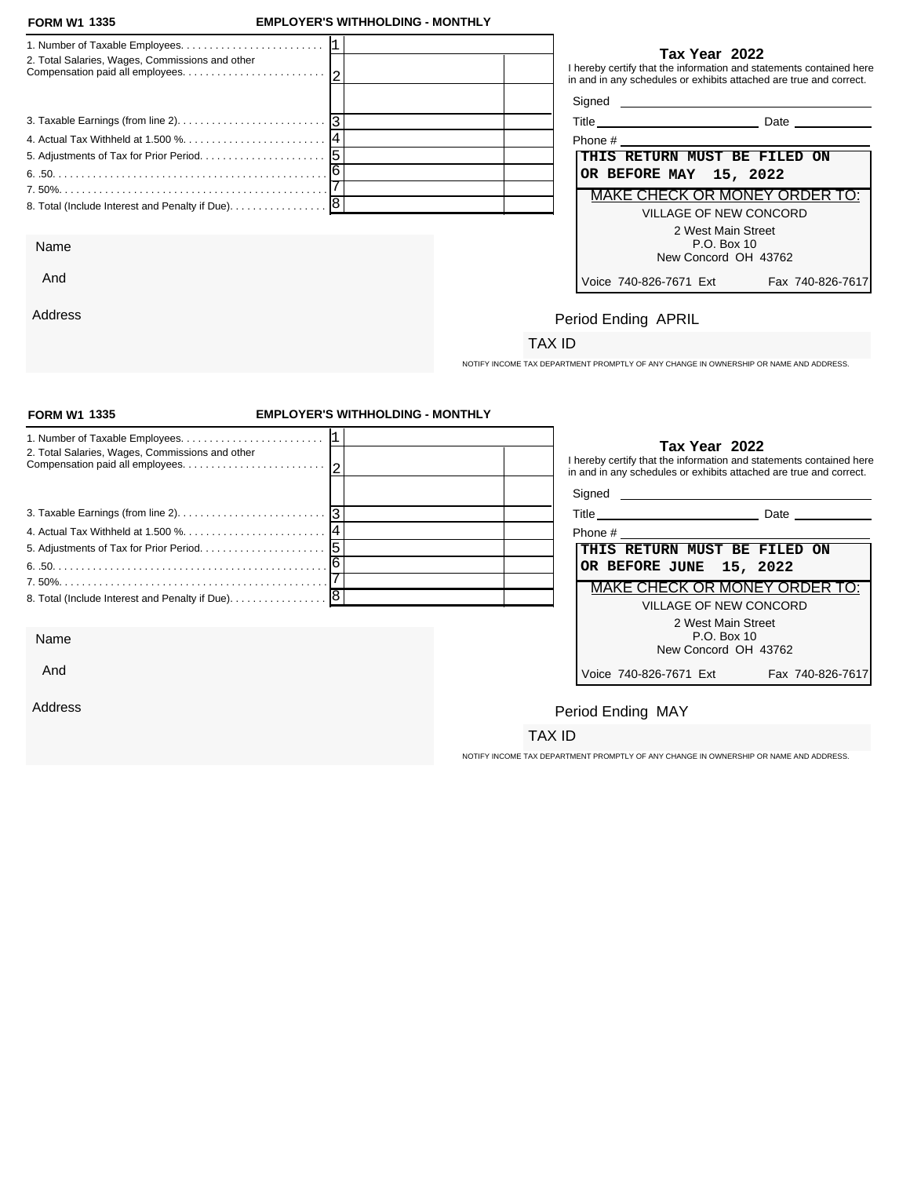**FORM W1 1335** **EMPLOYER'S WITHHOLDING - MONTHLY**

| | | | |
|---|---|---|---|
| 1. Number of Taxable Employees. | 1 | | |
| 2. Total Salaries, Wages, Commissions and other Compensation paid all employees. | 2 | | |
| | | | |
| 3. Taxable Earnings (from line 2). | 3 | | |
| 4. Actual Tax Withheld at 1.500 %. | 4 | | |
| 5. Adjustments of Tax for Prior Period. | 5 | | |
| 6. .50. | 6 | | |
| 7. 50%. | 7 | | |
| 8. Total (Include Interest and Penalty if Due). | 8 | | |

**Tax Year 2022**

I hereby certify that the information and statements contained here in and in any schedules or exhibits attached are true and correct.

Signed ______________________

Title ______________________ Date ____________

Phone # ______________________

**THIS RETURN MUST BE FILED ON OR BEFORE MAY 15, 2022**

MAKE CHECK OR MONEY ORDER TO:

VILLAGE OF NEW CONCORD
2 West Main Street
P.O. Box 10
New Concord OH 43762

Voice 740-826-7671 Ext Fax 740-826-7617

Name

And

Address

Period Ending APRIL

TAX ID

NOTIFY INCOME TAX DEPARTMENT PROMPTLY OF ANY CHANGE IN OWNERSHIP OR NAME AND ADDRESS.

---

**FORM W1 1335** **EMPLOYER'S WITHHOLDING - MONTHLY**

| | | | |
|---|---|---|---|
| 1. Number of Taxable Employees. | 1 | | |
| 2. Total Salaries, Wages, Commissions and other Compensation paid all employees. | 2 | | |
| | | | |
| 3. Taxable Earnings (from line 2). | 3 | | |
| 4. Actual Tax Withheld at 1.500 %. | 4 | | |
| 5. Adjustments of Tax for Prior Period. | 5 | | |
| 6. .50. | 6 | | |
| 7. 50%. | 7 | | |
| 8. Total (Include Interest and Penalty if Due). | 8 | | |

**Tax Year 2022**

I hereby certify that the information and statements contained here in and in any schedules or exhibits attached are true and correct.

Signed ______________________

Title ______________________ Date ____________

Phone # ______________________

**THIS RETURN MUST BE FILED ON OR BEFORE JUNE 15, 2022**

MAKE CHECK OR MONEY ORDER TO:

VILLAGE OF NEW CONCORD
2 West Main Street
P.O. Box 10
New Concord OH 43762

Voice 740-826-7671 Ext Fax 740-826-7617

Name

And

Address

Period Ending MAY

TAX ID

NOTIFY INCOME TAX DEPARTMENT PROMPTLY OF ANY CHANGE IN OWNERSHIP OR NAME AND ADDRESS.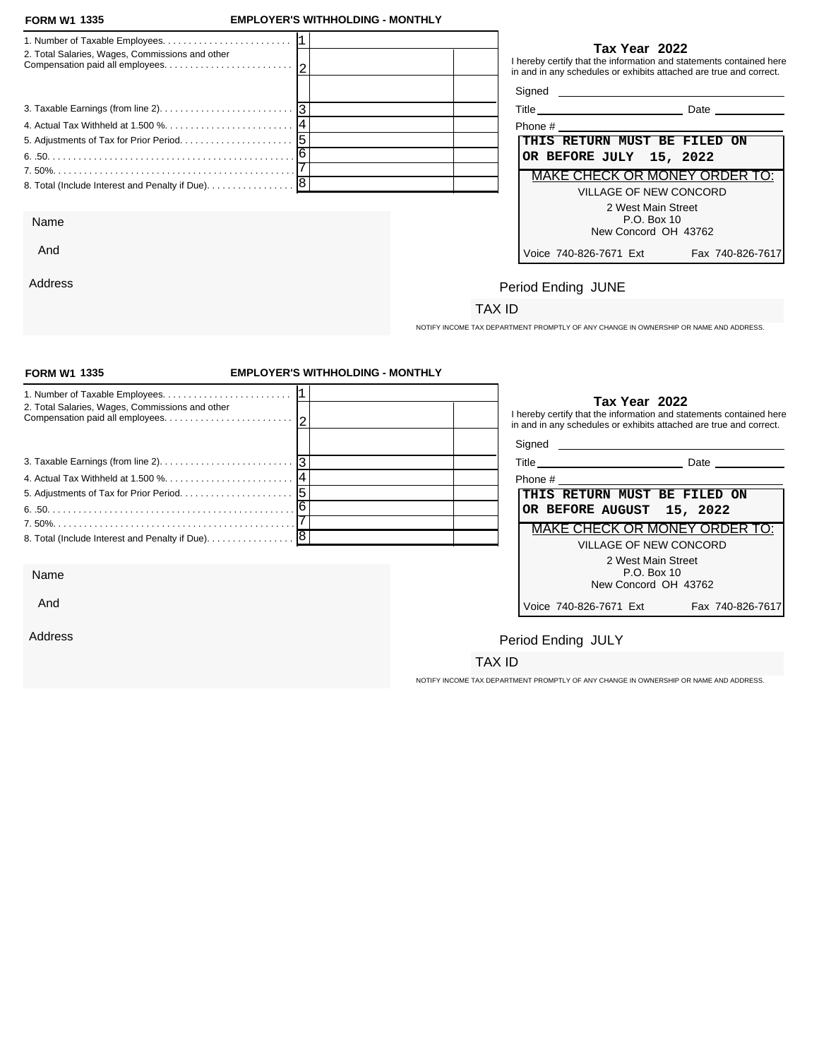**FORM W1 1335** **EMPLOYER'S WITHHOLDING - MONTHLY**

| | | | |
|---|---|---|---|
| 1. Number of Taxable Employees. | 1 | | |
| 2. Total Salaries, Wages, Commissions and other Compensation paid all employees. | 2 | | |
| | | | |
| 3. Taxable Earnings (from line 2). | 3 | | |
| 4. Actual Tax Withheld at 1.500 %. | 4 | | |
| 5. Adjustments of Tax for Prior Period. | 5 | | |
| 6. .50. | 6 | | |
| 7. 50%. | 7 | | |
| 8. Total (Include Interest and Penalty if Due). | 8 | | |

**Tax Year 2022**

I hereby certify that the information and statements contained here in and in any schedules or exhibits attached are true and correct.

Signed ____________________

Title ____________________ Date __________

Phone # ____________________

**THIS RETURN MUST BE FILED ON OR BEFORE JULY 15, 2022**

MAKE CHECK OR MONEY ORDER TO:

VILLAGE OF NEW CONCORD
2 West Main Street
P.O. Box 10
New Concord OH 43762

Voice 740-826-7671 Ext Fax 740-826-7617

Name

And

Address

Period Ending JUNE

TAX ID

NOTIFY INCOME TAX DEPARTMENT PROMPTLY OF ANY CHANGE IN OWNERSHIP OR NAME AND ADDRESS.

---

**FORM W1 1335** **EMPLOYER'S WITHHOLDING - MONTHLY**

| | | | |
|---|---|---|---|
| 1. Number of Taxable Employees. | 1 | | |
| 2. Total Salaries, Wages, Commissions and other Compensation paid all employees. | 2 | | |
| | | | |
| 3. Taxable Earnings (from line 2). | 3 | | |
| 4. Actual Tax Withheld at 1.500 %. | 4 | | |
| 5. Adjustments of Tax for Prior Period. | 5 | | |
| 6. .50. | 6 | | |
| 7. 50%. | 7 | | |
| 8. Total (Include Interest and Penalty if Due). | 8 | | |

**Tax Year 2022**

I hereby certify that the information and statements contained here in and in any schedules or exhibits attached are true and correct.

Signed ____________________

Title ____________________ Date __________

Phone # ____________________

**THIS RETURN MUST BE FILED ON OR BEFORE AUGUST 15, 2022**

MAKE CHECK OR MONEY ORDER TO:

VILLAGE OF NEW CONCORD
2 West Main Street
P.O. Box 10
New Concord OH 43762

Voice 740-826-7671 Ext Fax 740-826-7617

Name

And

Address

Period Ending JULY

TAX ID

NOTIFY INCOME TAX DEPARTMENT PROMPTLY OF ANY CHANGE IN OWNERSHIP OR NAME AND ADDRESS.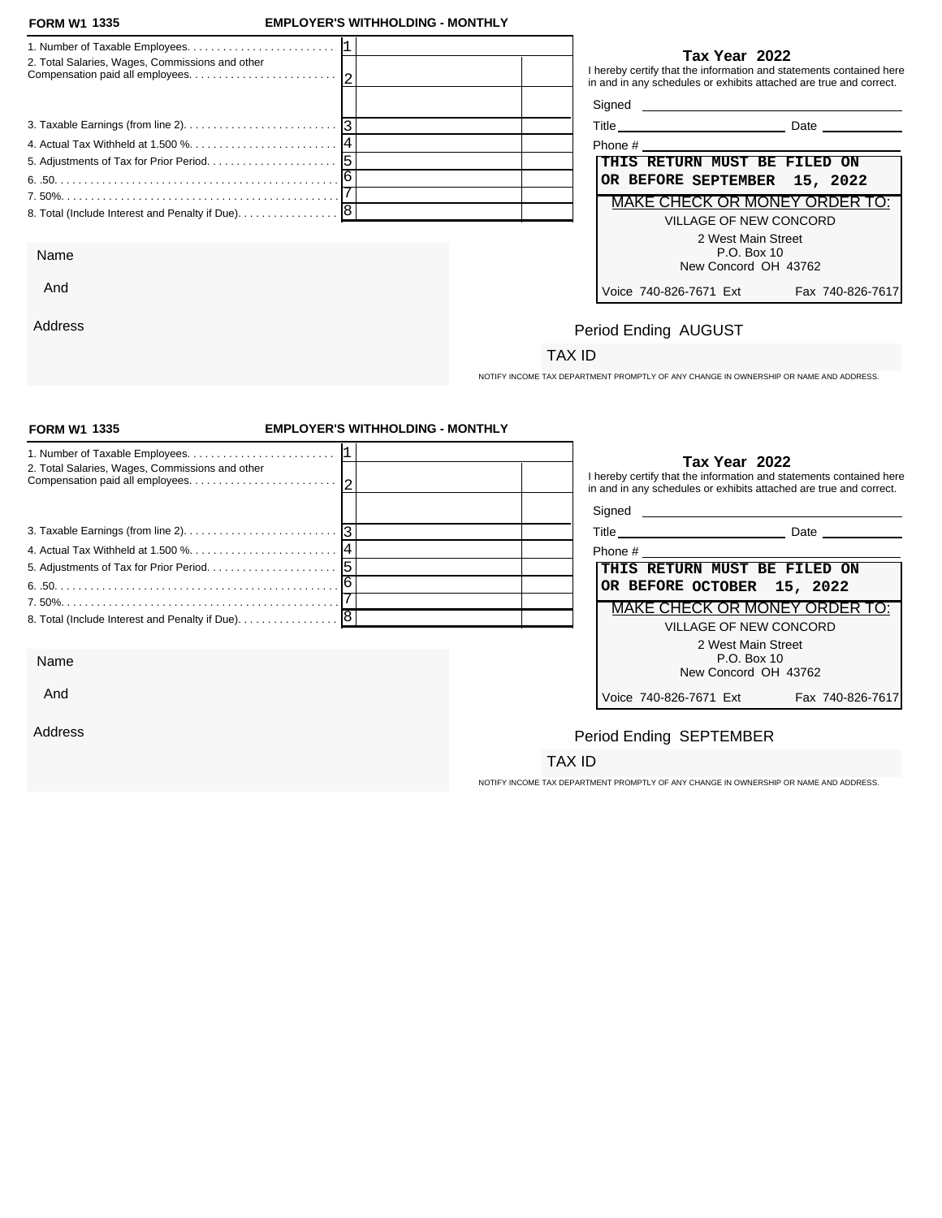**FORM W1 1335** **EMPLOYER'S WITHHOLDING - MONTHLY**

| | | | |
|---|---|---|---|
| 1. Number of Taxable Employees. | 1 | | |
| 2. Total Salaries, Wages, Commissions and other Compensation paid all employees. | 2 | | |
| | | | |
| 3. Taxable Earnings (from line 2). | 3 | | |
| 4. Actual Tax Withheld at 1.500 %. | 4 | | |
| 5. Adjustments of Tax for Prior Period. | 5 | | |
| 6. .50. | 6 | | |
| 7. 50%. | 7 | | |
| 8. Total (Include Interest and Penalty if Due). | 8 | | |

**Tax Year 2022**

I hereby certify that the information and statements contained here in and in any schedules or exhibits attached are true and correct.

Signed ______________________

Title ______________________ Date __________

Phone # ______________________

**THIS RETURN MUST BE FILED ON OR BEFORE SEPTEMBER 15, 2022**

MAKE CHECK OR MONEY ORDER TO:

VILLAGE OF NEW CONCORD
2 West Main Street
P.O. Box 10
New Concord OH 43762

Voice 740-826-7671 Ext Fax 740-826-7617

Name

And

Address

Period Ending AUGUST

TAX ID

NOTIFY INCOME TAX DEPARTMENT PROMPTLY OF ANY CHANGE IN OWNERSHIP OR NAME AND ADDRESS.

---

**FORM W1 1335** **EMPLOYER'S WITHHOLDING - MONTHLY**

| | | | |
|---|---|---|---|
| 1. Number of Taxable Employees. | 1 | | |
| 2. Total Salaries, Wages, Commissions and other Compensation paid all employees. | 2 | | |
| | | | |
| 3. Taxable Earnings (from line 2). | 3 | | |
| 4. Actual Tax Withheld at 1.500 %. | 4 | | |
| 5. Adjustments of Tax for Prior Period. | 5 | | |
| 6. .50. | 6 | | |
| 7. 50%. | 7 | | |
| 8. Total (Include Interest and Penalty if Due). | 8 | | |

**Tax Year 2022**

I hereby certify that the information and statements contained here in and in any schedules or exhibits attached are true and correct.

Signed ______________________

Title ______________________ Date __________

Phone # ______________________

**THIS RETURN MUST BE FILED ON OR BEFORE OCTOBER 15, 2022**

MAKE CHECK OR MONEY ORDER TO:

VILLAGE OF NEW CONCORD
2 West Main Street
P.O. Box 10
New Concord OH 43762

Voice 740-826-7671 Ext Fax 740-826-7617

Name

And

Address

Period Ending SEPTEMBER

TAX ID

NOTIFY INCOME TAX DEPARTMENT PROMPTLY OF ANY CHANGE IN OWNERSHIP OR NAME AND ADDRESS.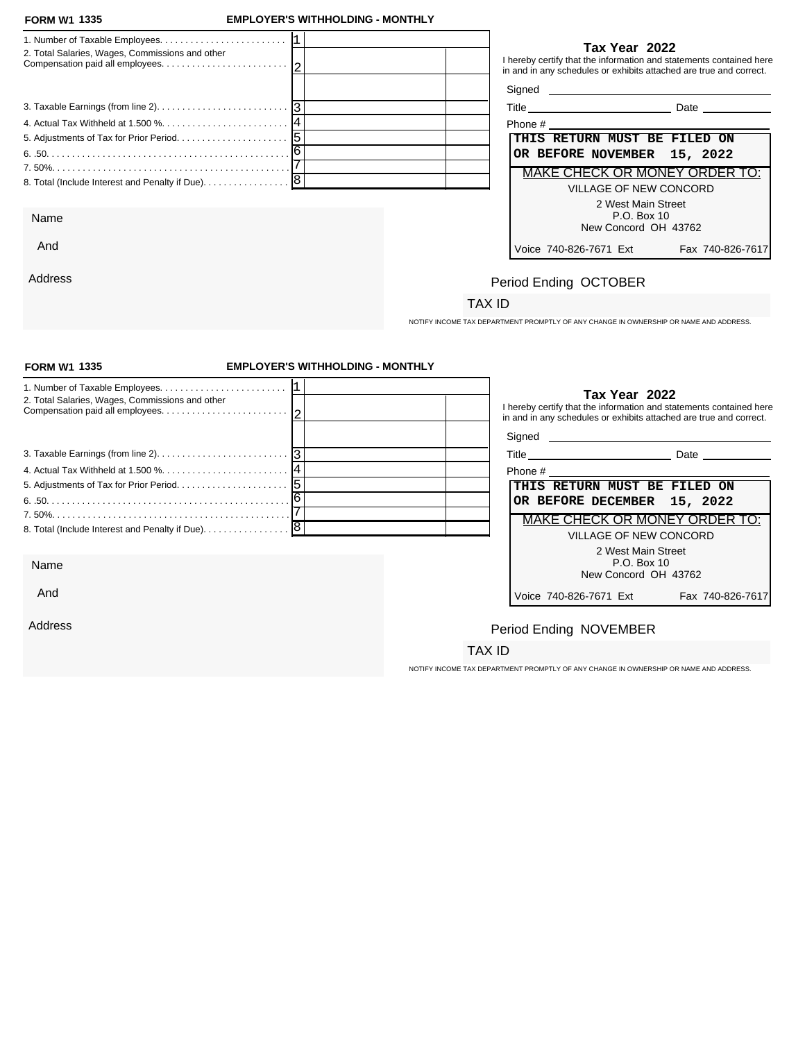**FORM W1 1335** **EMPLOYER'S WITHHOLDING - MONTHLY**

| | | | |
|---|---|---|---|
| 1. Number of Taxable Employees. | 1 | | |
| 2. Total Salaries, Wages, Commissions and other Compensation paid all employees. | 2 | | |
| | | | |
| 3. Taxable Earnings (from line 2). | 3 | | |
| 4. Actual Tax Withheld at 1.500 %. | 4 | | |
| 5. Adjustments of Tax for Prior Period. | 5 | | |
| 6. .50. | 6 | | |
| 7. 50%. | 7 | | |
| 8. Total (Include Interest and Penalty if Due). | 8 | | |

**Tax Year 2022**

I hereby certify that the information and statements contained here in and in any schedules or exhibits attached are true and correct.

Signed ______________________

Title ______________________ Date ____________

Phone # ______________________

**THIS RETURN MUST BE FILED ON OR BEFORE NOVEMBER 15, 2022**

MAKE CHECK OR MONEY ORDER TO:

VILLAGE OF NEW CONCORD
2 West Main Street
P.O. Box 10
New Concord OH 43762

Voice 740-826-7671 Ext Fax 740-826-7617

Name

And

Address

Period Ending OCTOBER

TAX ID

NOTIFY INCOME TAX DEPARTMENT PROMPTLY OF ANY CHANGE IN OWNERSHIP OR NAME AND ADDRESS.

---

**FORM W1 1335** **EMPLOYER'S WITHHOLDING - MONTHLY**

| | | | |
|---|---|---|---|
| 1. Number of Taxable Employees. | 1 | | |
| 2. Total Salaries, Wages, Commissions and other Compensation paid all employees. | 2 | | |
| | | | |
| 3. Taxable Earnings (from line 2). | 3 | | |
| 4. Actual Tax Withheld at 1.500 %. | 4 | | |
| 5. Adjustments of Tax for Prior Period. | 5 | | |
| 6. .50. | 6 | | |
| 7. 50%. | 7 | | |
| 8. Total (Include Interest and Penalty if Due). | 8 | | |

**Tax Year 2022**

I hereby certify that the information and statements contained here in and in any schedules or exhibits attached are true and correct.

Signed ______________________

Title ______________________ Date ____________

Phone # ______________________

**THIS RETURN MUST BE FILED ON OR BEFORE DECEMBER 15, 2022**

MAKE CHECK OR MONEY ORDER TO:

VILLAGE OF NEW CONCORD
2 West Main Street
P.O. Box 10
New Concord OH 43762

Voice 740-826-7671 Ext Fax 740-826-7617

Name

And

Address

Period Ending NOVEMBER

TAX ID

NOTIFY INCOME TAX DEPARTMENT PROMPTLY OF ANY CHANGE IN OWNERSHIP OR NAME AND ADDRESS.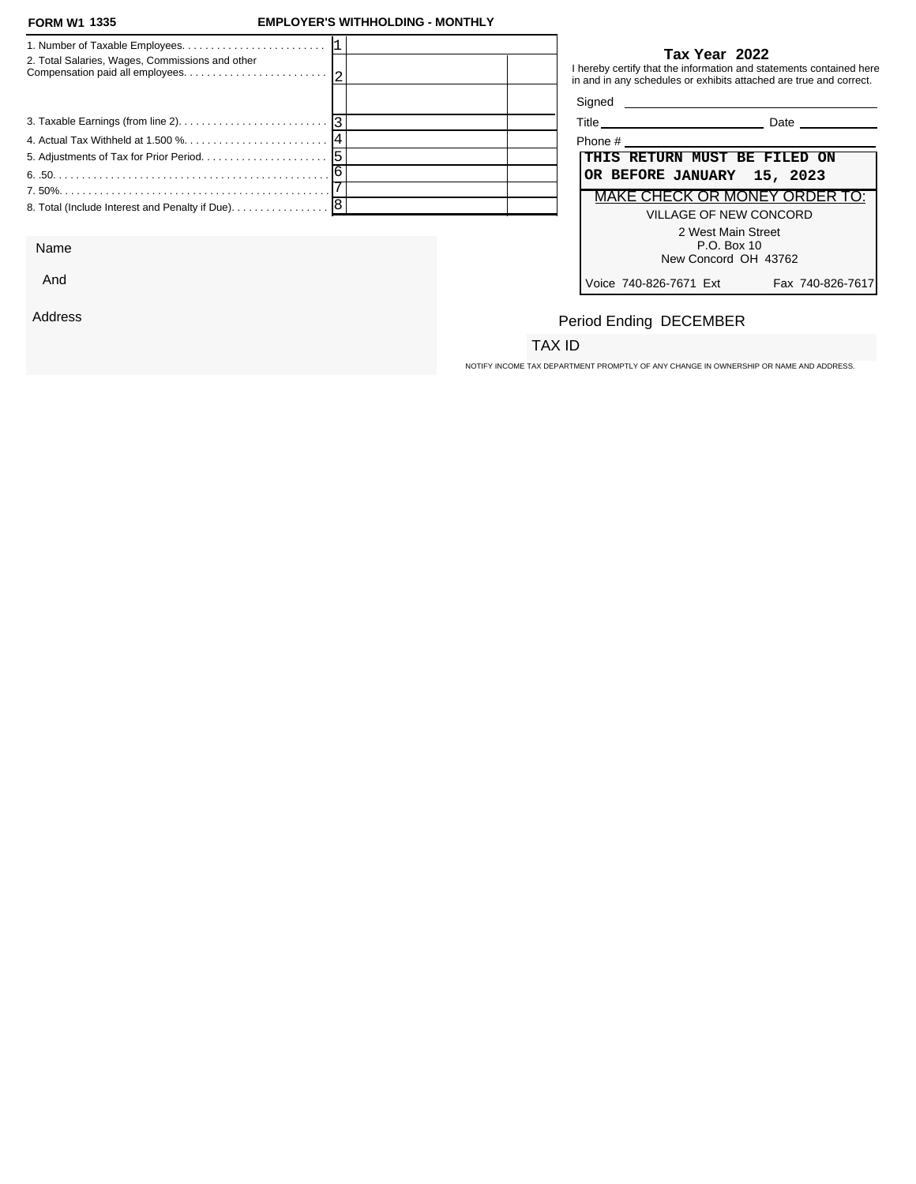**FORM W1 1335** **EMPLOYER'S WITHHOLDING - MONTHLY**

| | | | |
|---|---|---|---|
| 1. Number of Taxable Employees. | 1 | | |
| 2. Total Salaries, Wages, Commissions and other Compensation paid all employees. | 2 | | |
| | | | |
| 3. Taxable Earnings (from line 2). | 3 | | |
| 4. Actual Tax Withheld at 1.500 %. | 4 | | |
| 5. Adjustments of Tax for Prior Period. | 5 | | |
| 6. .50. | 6 | | |
| 7. 50%. | 7 | | |
| 8. Total (Include Interest and Penalty if Due). | 8 | | |

**Tax Year 2022**

I hereby certify that the information and statements contained here in and in any schedules or exhibits attached are true and correct.

Signed ______________________

Title ______________________ Date ____________

Phone # ______________________

**THIS RETURN MUST BE FILED ON OR BEFORE JANUARY 15, 2023**

MAKE CHECK OR MONEY ORDER TO:

VILLAGE OF NEW CONCORD
2 West Main Street
P.O. Box 10
New Concord OH 43762

Voice 740-826-7671 Ext Fax 740-826-7617

Name

And

Address

Period Ending DECEMBER

TAX ID

NOTIFY INCOME TAX DEPARTMENT PROMPTLY OF ANY CHANGE IN OWNERSHIP OR NAME AND ADDRESS.